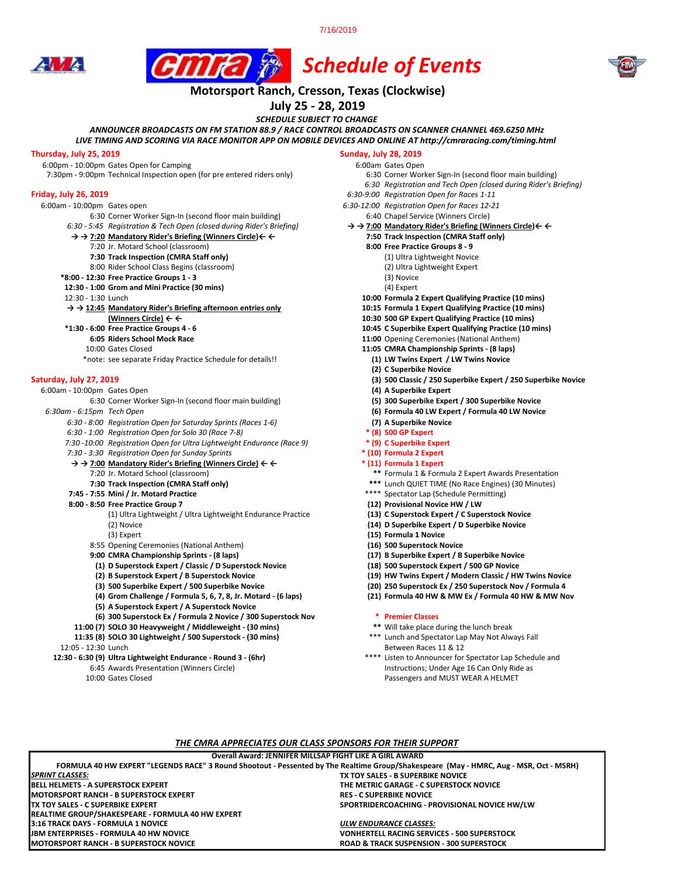7/16/2019

# Schedule of Events

## Motorsport Ranch, Cresson, Texas (Clockwise)

## July 25 - 28, 2019

*SCHEDULE SUBJECT TO CHANGE*

*ANNOUNCER BROADCASTS ON FM STATION 88.9 / RACE CONTROL BROADCASTS ON SCANNER CHANNEL 469.6250 MHz*

*LIVE TIMING AND SCORING VIA RACE MONITOR APP ON MOBILE DEVICES AND ONLINE AT http://cmraracing.com/timing.html*

### Thursday, July 25, 2019

6:00pm - 10:00pm Gates Open for Camping
7:30pm - 9:00pm Technical Inspection open (for pre entered riders only)

### Friday, July 26, 2019

6:00am - 10:00pm Gates open
6:30 Corner Worker Sign-In (second floor main building)
*6:30 - 5:45 Registration & Tech Open (closed during Rider's Briefing)*
→ → **7:20 Mandatory Rider's Briefing (Winners Circle)** ← ←
7:20 Jr. Motard School (classroom)
**7:30 Track Inspection (CMRA Staff only)**
8:00 Rider School Class Begins (classroom)
***8:00 - 12:30 Free Practice Groups 1 - 3**
**12:30 - 1:00 Grom and Mini Practice (30 mins)**
12:30 - 1:30 Lunch
→ → **12:45 Mandatory Rider's Briefing afternoon entries only (Winners Circle)** ← ←
***1:30 - 6:00 Free Practice Groups 4 - 6**
**6:05 Riders School Mock Race**
10:00 Gates Closed
*note: see separate Friday Practice Schedule for details!!

### Saturday, July 27, 2019

6:00am - 10:00pm Gates Open
6:30 Corner Worker Sign-In (second floor main building)
*6:30am - 6:15pm Tech Open*
*6:30 - 8:00 Registration Open for Saturday Sprints (Races 1-6)*
*6:30 - 1:00 Registration Open for Solo 30 (Race 7-8)*
*7:30 -10:00 Registration Open for Ultra Lightweight Endurance (Race 9)*
*7:30 - 3:30 Registration Open for Sunday Sprints*
→ → **7:00 Mandatory Rider's Briefing (Winners Circle)** ← ←
7:20 Jr. Motard School (classroom)
**7:30 Track Inspection (CMRA Staff only)**
**7:45 - 7:55 Mini / Jr. Motard Practice**
**8:00 - 8:50 Free Practice Group 7**
(1) Ultra Lightweight / Ultra Lightweight Endurance Practice
(2) Novice
(3) Expert
8:55 Opening Ceremonies (National Anthem)
**9:00 CMRA Championship Sprints - (8 laps)**
**(1) D Superstock Expert / Classic / D Superstock Novice**
**(2) B Superstock Expert / B Superstock Novice**
**(3) 500 Superbike Expert / 500 Superbike Novice**
**(4) Grom Challenge / Formula 5, 6, 7, 8, Jr. Motard - (6 laps)**
**(5) A Superstock Expert / A Superstock Novice**
**(6) 300 Superstock Ex / Formula 2 Novice / 300 Superstock Nov**
**11:00 (7) SOLO 30 Heavyweight / Middleweight - (30 mins)**
**11:35 (8) SOLO 30 Lightweight / 500 Superstock - (30 mins)**
12:05 - 12:30 Lunch
**12:30 - 6:30 (9) Ultra Lightweight Endurance - Round 3 - (6hr)**
6:45 Awards Presentation (Winners Circle)
10:00 Gates Closed

### Sunday, July 28, 2019

6:00am Gates Open
6:30 Corner Worker Sign-In (second floor main building)
*6:30 Registration and Tech Open (closed during Rider's Briefing)*
*6:30-9:00 Registration Open for Races 1-11*
*6:30-12:00 Registration Open for Races 12-21*
6:40 Chapel Service (Winners Circle)
→ → **7:00 Mandatory Rider's Briefing (Winners Circle)** ← ←
**7:50 Track Inspection (CMRA Staff only)**
**8:00 Free Practice Groups 8 - 9**
(1) Ultra Lightweight Novice
(2) Ultra Lightweight Expert
(3) Novice
(4) Expert
**10:00 Formula 2 Expert Qualifying Practice (10 mins)**
**10:15 Formula 1 Expert Qualifying Practice (10 mins)**
**10:30 500 GP Expert Qualifying Practice (10 mins)**
**10:45 C Superbike Expert Qualifying Practice (10 mins)**
**11:00** Opening Ceremonies (National Anthem)
**11:05 CMRA Championship Sprints - (8 laps)**
**(1) LW Twins Expert / LW Twins Novice**
**(2) C Superbike Novice**
**(3) 500 Classic / 250 Superbike Expert / 250 Superbike Novice**
**(4) A Superbike Expert**
**(5) 300 Superbike Expert / 300 Superbike Novice**
**(6) Formula 40 LW Expert / Formula 40 LW Novice**
**(7) A Superbike Novice**
**\* (8) 500 GP Expert**
**\* (9) C Superbike Expert**
**\* (10) Formula 2 Expert**
**\* (11) Formula 1 Expert**
** Formula 1 & Formula 2 Expert Awards Presentation
*** Lunch QUIET TIME (No Race Engines) (30 Minutes)
**** Spectator Lap (Schedule Permitting)
**(12) Provisional Novice HW / LW**
**(13) C Superstock Expert / C Superstock Novice**
**(14) D Superbike Expert / D Superbike Novice**
**(15) Formula 1 Novice**
**(16) 500 Superstock Novice**
**(17) B Superbike Expert / B Superbike Novice**
**(18) 500 Superstock Expert / 500 GP Novice**
**(19) HW Twins Expert / Modern Classic / HW Twins Novice**
**(20) 250 Superstock Ex / 250 Superstock Nov / Formula 4**
**(21) Formula 40 HW & MW Ex / Formula 40 HW & MW Nov**

\* Premier Classes
** Will take place during the lunch break
*** Lunch and Spectator Lap May Not Always Fall Between Races 11 & 12
**** Listen to Announcer for Spectator Lap Schedule and Instructions; Under Age 16 Can Only Ride as Passengers and MUST WEAR A HELMET

### *THE CMRA APPRECIATES OUR CLASS SPONSORS FOR THEIR SUPPORT*

**Overall Award: JENNIFER MILLSAP FIGHT LIKE A GIRL AWARD**

**FORMULA 40 HW EXPERT "LEGENDS RACE" 3 Round Shootout - Pessented by The Realtime Group/Shakespeare (May - HMRC, Aug - MSR, Oct - MSRH)**

***SPRINT CLASSES:***
**BELL HELMETS - A SUPERSTOCK EXPERT**
**MOTORSPORT RANCH - B SUPERSTOCK EXPERT**
**TX TOY SALES - C SUPERBIKE EXPERT**
**REALTIME GROUP/SHAKESPEARE - FORMULA 40 HW EXPERT**
**3:16 TRACK DAYS - FORMULA 1 NOVICE**
**JBM ENTERPRISES - FORMULA 40 HW NOVICE**
**MOTORSPORT RANCH - B SUPERSTOCK NOVICE**
**TX TOY SALES - B SUPERBIKE NOVICE**
**THE METRIC GARAGE - C SUPERSTOCK NOVICE**
**RES - C SUPERBIKE NOVICE**
**SPORTRIDERCOACHING - PROVISIONAL NOVICE HW/LW**

***ULW ENDURANCE CLASSES:***
**VONHERTELL RACING SERVICES - 500 SUPERSTOCK**
**ROAD & TRACK SUSPENSION - 300 SUPERSTOCK**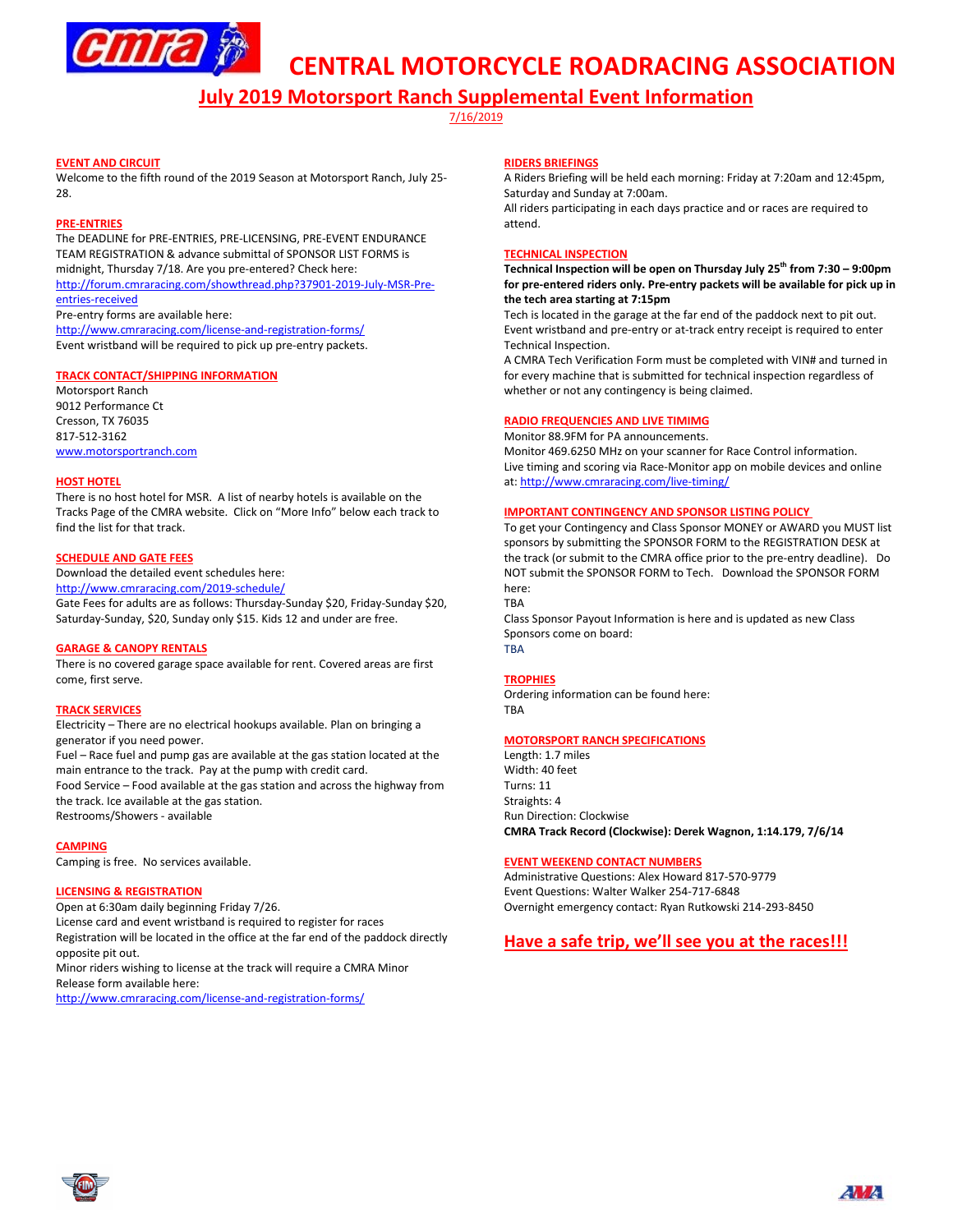# CENTRAL MOTORCYCLE ROADRACING ASSOCIATION

## July 2019 Motorsport Ranch Supplemental Event Information

7/16/2019

### EVENT AND CIRCUIT

Welcome to the fifth round of the 2019 Season at Motorsport Ranch, July 25-28.

### PRE-ENTRIES

The DEADLINE for PRE-ENTRIES, PRE-LICENSING, PRE-EVENT ENDURANCE TEAM REGISTRATION & advance submittal of SPONSOR LIST FORMS is midnight, Thursday 7/18. Are you pre-entered? Check here:
http://forum.cmraracing.com/showthread.php?37901-2019-July-MSR-Pre-entries-received
Pre-entry forms are available here:
http://www.cmraracing.com/license-and-registration-forms/
Event wristband will be required to pick up pre-entry packets.

### TRACK CONTACT/SHIPPING INFORMATION

Motorsport Ranch
9012 Performance Ct
Cresson, TX 76035
817-512-3162
www.motorsportranch.com

### HOST HOTEL

There is no host hotel for MSR. A list of nearby hotels is available on the Tracks Page of the CMRA website. Click on "More Info" below each track to find the list for that track.

### SCHEDULE AND GATE FEES

Download the detailed event schedules here:
http://www.cmraracing.com/2019-schedule/
Gate Fees for adults are as follows: Thursday-Sunday $20, Friday-Sunday $20, Saturday-Sunday, $20, Sunday only $15. Kids 12 and under are free.

### GARAGE & CANOPY RENTALS

There is no covered garage space available for rent. Covered areas are first come, first serve.

### TRACK SERVICES

Electricity – There are no electrical hookups available. Plan on bringing a generator if you need power.
Fuel – Race fuel and pump gas are available at the gas station located at the main entrance to the track. Pay at the pump with credit card.
Food Service – Food available at the gas station and across the highway from the track. Ice available at the gas station.
Restrooms/Showers - available

### CAMPING

Camping is free. No services available.

### LICENSING & REGISTRATION

Open at 6:30am daily beginning Friday 7/26.
License card and event wristband is required to register for races
Registration will be located in the office at the far end of the paddock directly opposite pit out.
Minor riders wishing to license at the track will require a CMRA Minor Release form available here:
http://www.cmraracing.com/license-and-registration-forms/

### RIDERS BRIEFINGS

A Riders Briefing will be held each morning: Friday at 7:20am and 12:45pm, Saturday and Sunday at 7:00am.
All riders participating in each days practice and or races are required to attend.

### TECHNICAL INSPECTION

**Technical Inspection will be open on Thursday July 25th from 7:30 – 9:00pm for pre-entered riders only. Pre-entry packets will be available for pick up in the tech area starting at 7:15pm**
Tech is located in the garage at the far end of the paddock next to pit out.
Event wristband and pre-entry or at-track entry receipt is required to enter Technical Inspection.
A CMRA Tech Verification Form must be completed with VIN# and turned in for every machine that is submitted for technical inspection regardless of whether or not any contingency is being claimed.

### RADIO FREQUENCIES AND LIVE TIMIMG

Monitor 88.9FM for PA announcements.
Monitor 469.6250 MHz on your scanner for Race Control information.
Live timing and scoring via Race-Monitor app on mobile devices and online at: http://www.cmraracing.com/live-timing/

### IMPORTANT CONTINGENCY AND SPONSOR LISTING POLICY

To get your Contingency and Class Sponsor MONEY or AWARD you MUST list sponsors by submitting the SPONSOR FORM to the REGISTRATION DESK at the track (or submit to the CMRA office prior to the pre-entry deadline). Do NOT submit the SPONSOR FORM to Tech. Download the SPONSOR FORM here:
TBA
Class Sponsor Payout Information is here and is updated as new Class Sponsors come on board:
TBA

### TROPHIES

Ordering information can be found here:
TBA

### MOTORSPORT RANCH SPECIFICATIONS

Length: 1.7 miles
Width: 40 feet
Turns: 11
Straights: 4
Run Direction: Clockwise
**CMRA Track Record (Clockwise): Derek Wagnon, 1:14.179, 7/6/14**

### EVENT WEEKEND CONTACT NUMBERS

Administrative Questions: Alex Howard 817-570-9779
Event Questions: Walter Walker 254-717-6848
Overnight emergency contact: Ryan Rutkowski 214-293-8450

## Have a safe trip, we'll see you at the races!!!